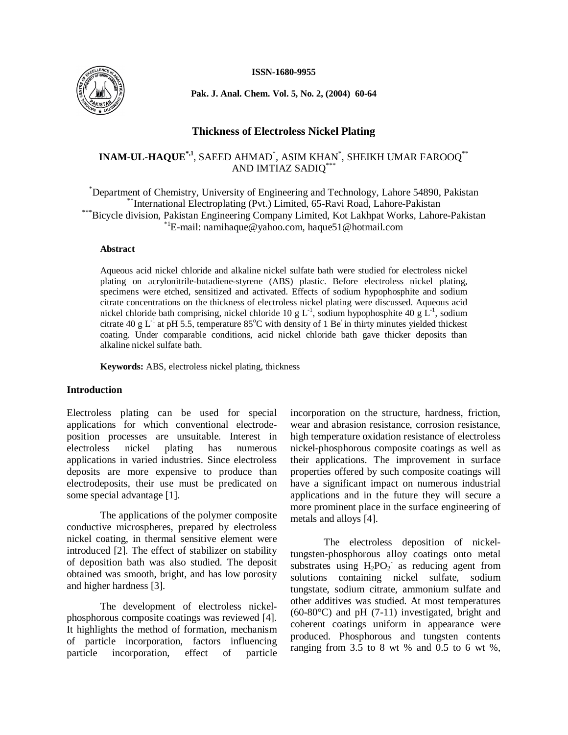ISSN-1680-9955

# Thickness of Electroless Nickel Plating

**INAM-UL-HAQUE**[*,1], SAEED AHMAD[*], ASIM KHAN[*], SHEIKH UMAR FAROOQ[**] AND IMTIAZ SADIQ[***]

[*]Department of Chemistry, University of Engineering and Technology, Lahore 54890, Pakistan
[**]International Electroplating (Pvt.) Limited, 65-Ravi Road, Lahore-Pakistan
[***]Bicycle division, Pakistan Engineering Company Limited, Kot Lakhpat Works, Lahore-Pakistan
[*1]E-mail: namihaque@yahoo.com, haque51@hotmail.com

**Abstract**

Aqueous acid nickel chloride and alkaline nickel sulfate bath were studied for electroless nickel plating on acrylonitrile-butadiene-styrene (ABS) plastic. Before electroless nickel plating, specimens were etched, sensitized and activated. Effects of sodium hypophosphite and sodium citrate concentrations on the thickness of electroless nickel plating were discussed. Aqueous acid nickel chloride bath comprising, nickel chloride 10 g $L^{-1}$, sodium hypophosite 40 g $L^{-1}$, sodium citrate 40 g $L^{-1}$ at pH 5.5, temperature 85°C with density of 1 Be/ in thirty minutes yielded thickest coating. Under comparable conditions, acid nickel chloride bath gave thicker deposits than alkaline nickel sulfate bath.

**Keywords:** ABS, electroless nickel plating, thickness

## Introduction

Electroless plating can be used for special applications for which conventional electrode-position processes are unsuitable. Interest in electroless nickel plating has numerous applications in varied industries. Since electroless deposits are more expensive to produce than electrodeposits, their use must be predicated on some special advantage [1].

The applications of the polymer composite conductive microspheres, prepared by electroless nickel coating, in thermal sensitive element were introduced [2]. The effect of stabilizer on stability of deposition bath was also studied. The deposit obtained was smooth, bright, and has low porosity and higher hardness [3].

The development of electroless nickel-phosphorous composite coatings was reviewed [4]. It highlights the method of formation, mechanism of particle incorporation, factors influencing particle incorporation, effect of particle incorporation on the structure, hardness, friction, wear and abrasion resistance, corrosion resistance, high temperature oxidation resistance of electroless nickel-phosphorous composite coatings as well as their applications. The improvement in surface properties offered by such composite coatings will have a significant impact on numerous industrial applications and in the future they will secure a more prominent place in the surface engineering of metals and alloys [4].

The electroless deposition of nickel-tungsten-phosphorous alloy coatings onto metal substrates using $H_2PO_2^-$ as reducing agent from solutions containing nickel sulfate, sodium tungstate, sodium citrate, ammonium sulfate and other additives was studied. At most temperatures (60-80°C) and pH (7-11) investigated, bright and coherent coatings uniform in appearance were produced. Phosphorous and tungsten contents ranging from 3.5 to 8 wt % and 0.5 to 6 wt %,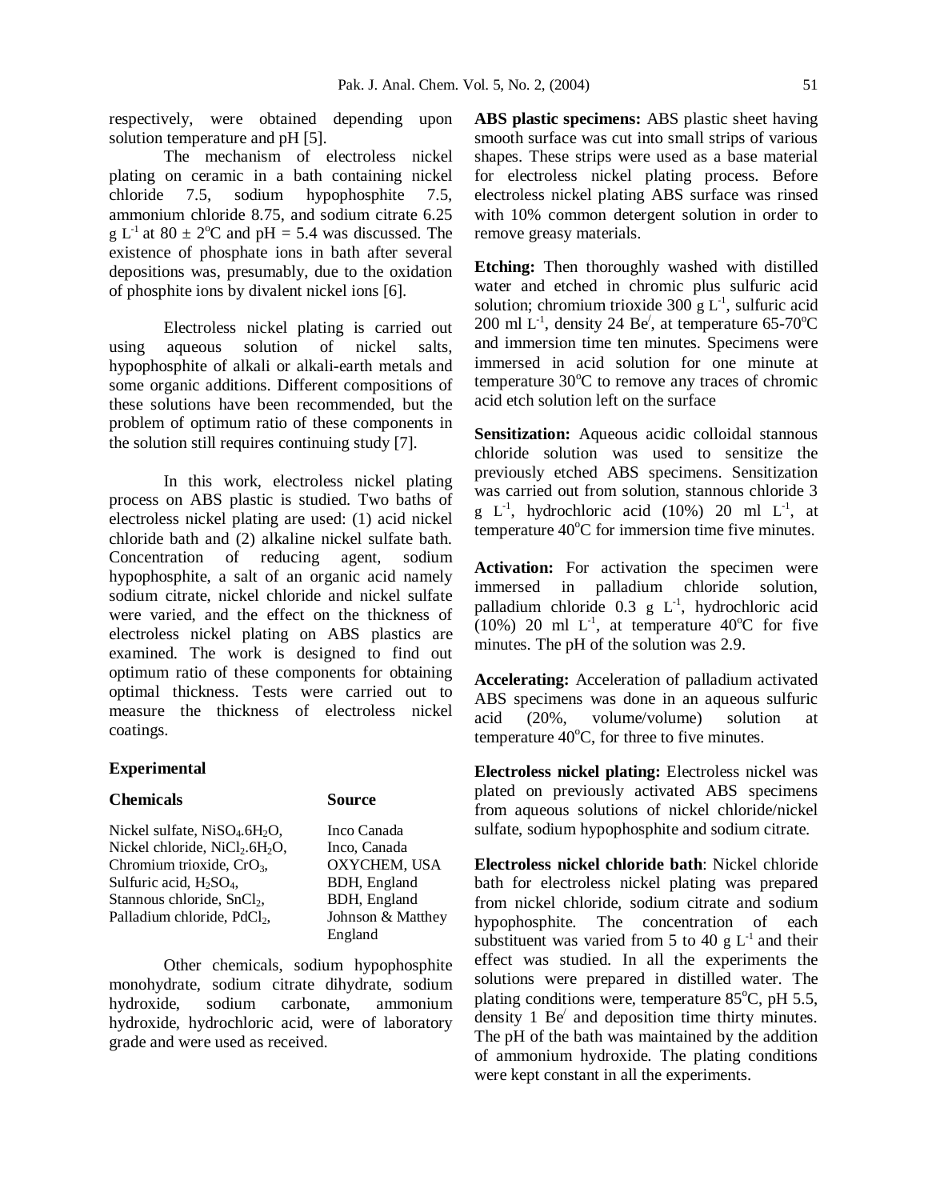respectively, were obtained depending upon solution temperature and pH [5].

The mechanism of electroless nickel plating on ceramic in a bath containing nickel chloride 7.5, sodium hypophosphite 7.5, ammonium chloride 8.75, and sodium citrate 6.25 g $L^{-1}$ at $80 \pm 2^{o}C$ and pH = 5.4 was discussed. The existence of phosphate ions in bath after several depositions was, presumably, due to the oxidation of phosphite ions by divalent nickel ions [6].

Electroless nickel plating is carried out using aqueous solution of nickel salts, hypophosphite of alkali or alkali-earth metals and some organic additions. Different compositions of these solutions have been recommended, but the problem of optimum ratio of these components in the solution still requires continuing study [7].

In this work, electroless nickel plating process on ABS plastic is studied. Two baths of electroless nickel plating are used: (1) acid nickel chloride bath and (2) alkaline nickel sulfate bath. Concentration of reducing agent, sodium hypophosphite, a salt of an organic acid namely sodium citrate, nickel chloride and nickel sulfate were varied, and the effect on the thickness of electroless nickel plating on ABS plastics are examined. The work is designed to find out optimum ratio of these components for obtaining optimal thickness. Tests were carried out to measure the thickness of electroless nickel coatings.

## Experimental

| **Chemicals** | **Source** |
| --- | --- |
| Nickel sulfate, $NiSO_4.6H_2O$, | Inco Canada |
| Nickel chloride, $NiCl_2.6H_2O$, | Inco, Canada |
| Chromium trioxide, $CrO_3$, | OXYCHEM, USA |
| Sulfuric acid, $H_2SO_4$, | BDH, England |
| Stannous chloride, $SnCl_2$, | BDH, England |
| Palladium chloride, $PdCl_2$, | Johnson & Matthey England |

Other chemicals, sodium hypophosphite monohydrate, sodium citrate dihydrate, sodium hydroxide, sodium carbonate, ammonium hydroxide, hydrochloric acid, were of laboratory grade and were used as received.

**ABS plastic specimens:** ABS plastic sheet having smooth surface was cut into small strips of various shapes. These strips were used as a base material for electroless nickel plating process. Before electroless nickel plating ABS surface was rinsed with 10% common detergent solution in order to remove greasy materials.

**Etching:** Then thoroughly washed with distilled water and etched in chromic plus sulfuric acid solution; chromium trioxide 300 g $L^{-1}$, sulfuric acid 200 ml $L^{-1}$, density 24 Be/, at temperature 65-70$^{o}$C and immersion time ten minutes. Specimens were immersed in acid solution for one minute at temperature 30$^{o}$C to remove any traces of chromic acid etch solution left on the surface

**Sensitization:** Aqueous acidic colloidal stannous chloride solution was used to sensitize the previously etched ABS specimens. Sensitization was carried out from solution, stannous chloride 3 g $L^{-1}$, hydrochloric acid (10%) 20 ml $L^{-1}$, at temperature 40$^{o}$C for immersion time five minutes.

**Activation:** For activation the specimen were immersed in palladium chloride solution, palladium chloride 0.3 g $L^{-1}$, hydrochloric acid (10%) 20 ml $L^{-1}$, at temperature 40$^{o}$C for five minutes. The pH of the solution was 2.9.

**Accelerating:** Acceleration of palladium activated ABS specimens was done in an aqueous sulfuric acid (20%, volume/volume) solution at temperature 40$^{o}$C, for three to five minutes.

**Electroless nickel plating:** Electroless nickel was plated on previously activated ABS specimens from aqueous solutions of nickel chloride/nickel sulfate, sodium hypophosphite and sodium citrate.

**Electroless nickel chloride bath**: Nickel chloride bath for electroless nickel plating was prepared from nickel chloride, sodium citrate and sodium hypophosphite. The concentration of each substituent was varied from 5 to 40 g $L^{-1}$ and their effect was studied. In all the experiments the solutions were prepared in distilled water. The plating conditions were, temperature 85$^{o}$C, pH 5.5, density 1 Be/ and deposition time thirty minutes. The pH of the bath was maintained by the addition of ammonium hydroxide. The plating conditions were kept constant in all the experiments.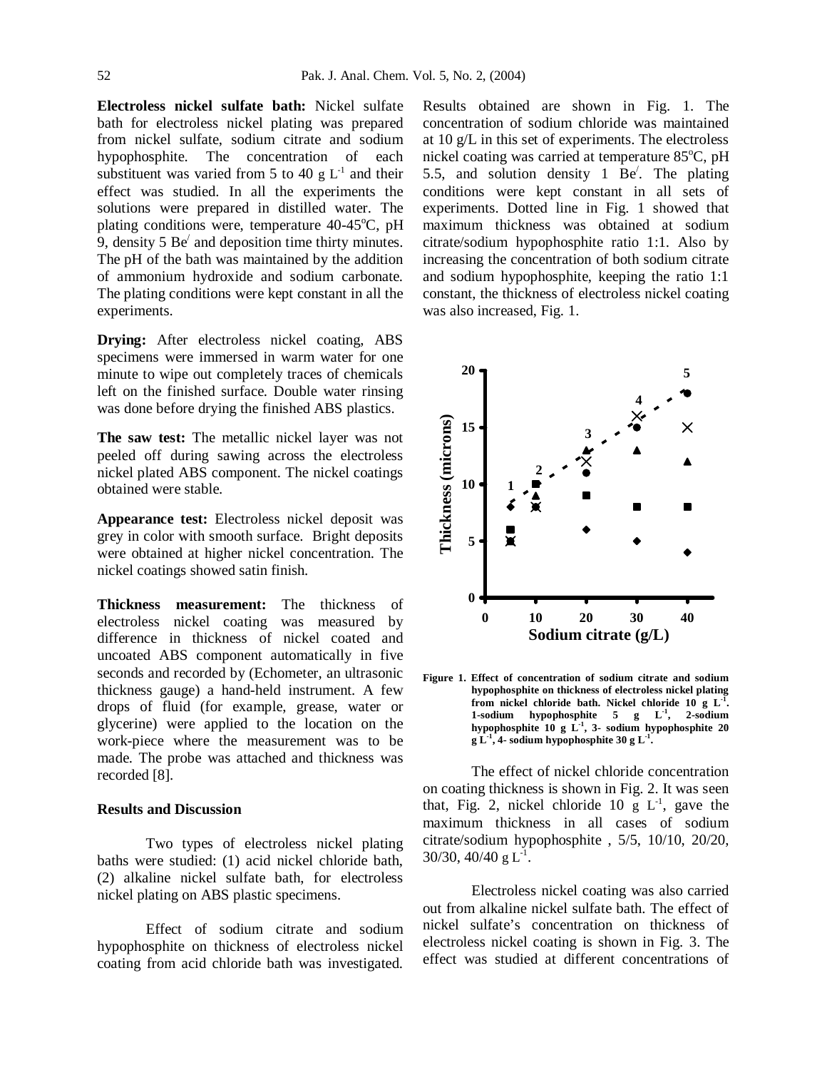**Electroless nickel sulfate bath:** Nickel sulfate bath for electroless nickel plating was prepared from nickel sulfate, sodium citrate and sodium hypophosphite. The concentration of each substituent was varied from 5 to 40 g $L^{-1}$ and their effect was studied. In all the experiments the solutions were prepared in distilled water. The plating conditions were, temperature 40-45°C, pH 9, density 5 Be/ and deposition time thirty minutes. The pH of the bath was maintained by the addition of ammonium hydroxide and sodium carbonate. The plating conditions were kept constant in all the experiments.

**Drying:** After electroless nickel coating, ABS specimens were immersed in warm water for one minute to wipe out completely traces of chemicals left on the finished surface. Double water rinsing was done before drying the finished ABS plastics.

**The saw test:** The metallic nickel layer was not peeled off during sawing across the electroless nickel plated ABS component. The nickel coatings obtained were stable.

**Appearance test:** Electroless nickel deposit was grey in color with smooth surface. Bright deposits were obtained at higher nickel concentration. The nickel coatings showed satin finish.

**Thickness measurement:** The thickness of electroless nickel coating was measured by difference in thickness of nickel coated and uncoated ABS component automatically in five seconds and recorded by (Echometer, an ultrasonic thickness gauge) a hand-held instrument. A few drops of fluid (for example, grease, water or glycerine) were applied to the location on the work-piece where the measurement was to be made. The probe was attached and thickness was recorded [8].

## Results and Discussion

Two types of electroless nickel plating baths were studied: (1) acid nickel chloride bath, (2) alkaline nickel sulfate bath, for electroless nickel plating on ABS plastic specimens.

Effect of sodium citrate and sodium hypophosphite on thickness of electroless nickel coating from acid chloride bath was investigated. Results obtained are shown in Fig. 1. The concentration of sodium chloride was maintained at 10 g/L in this set of experiments. The electroless nickel coating was carried at temperature 85°C, pH 5.5, and solution density 1 Be/. The plating conditions were kept constant in all sets of experiments. Dotted line in Fig. 1 showed that maximum thickness was obtained at sodium citrate/sodium hypophosphite ratio 1:1. Also by increasing the concentration of both sodium citrate and sodium hypophosphite, keeping the ratio 1:1 constant, the thickness of electroless nickel coating was also increased, Fig. 1.

**Figure 1. Effect of concentration of sodium citrate and sodium hypophosphite on thickness of electroless nickel plating from nickel chloride bath. Nickel chloride 10 g $L^{-1}$. 1-sodium hypophosphite 5 g $L^{-1}$, 2-sodium hypophosphite 10 g $L^{-1}$, 3- sodium hypophosphite 20 g $L^{-1}$, 4- sodium hypophosphite 30 g $L^{-1}$.**

The effect of nickel chloride concentration on coating thickness is shown in Fig. 2. It was seen that, Fig. 2, nickel chloride 10 g $L^{-1}$, gave the maximum thickness in all cases of sodium citrate/sodium hypophosphite , 5/5, 10/10, 20/20, 30/30, 40/40 g $L^{-1}$.

Electroless nickel coating was also carried out from alkaline nickel sulfate bath. The effect of nickel sulfate's concentration on thickness of electroless nickel coating is shown in Fig. 3. The effect was studied at different concentrations of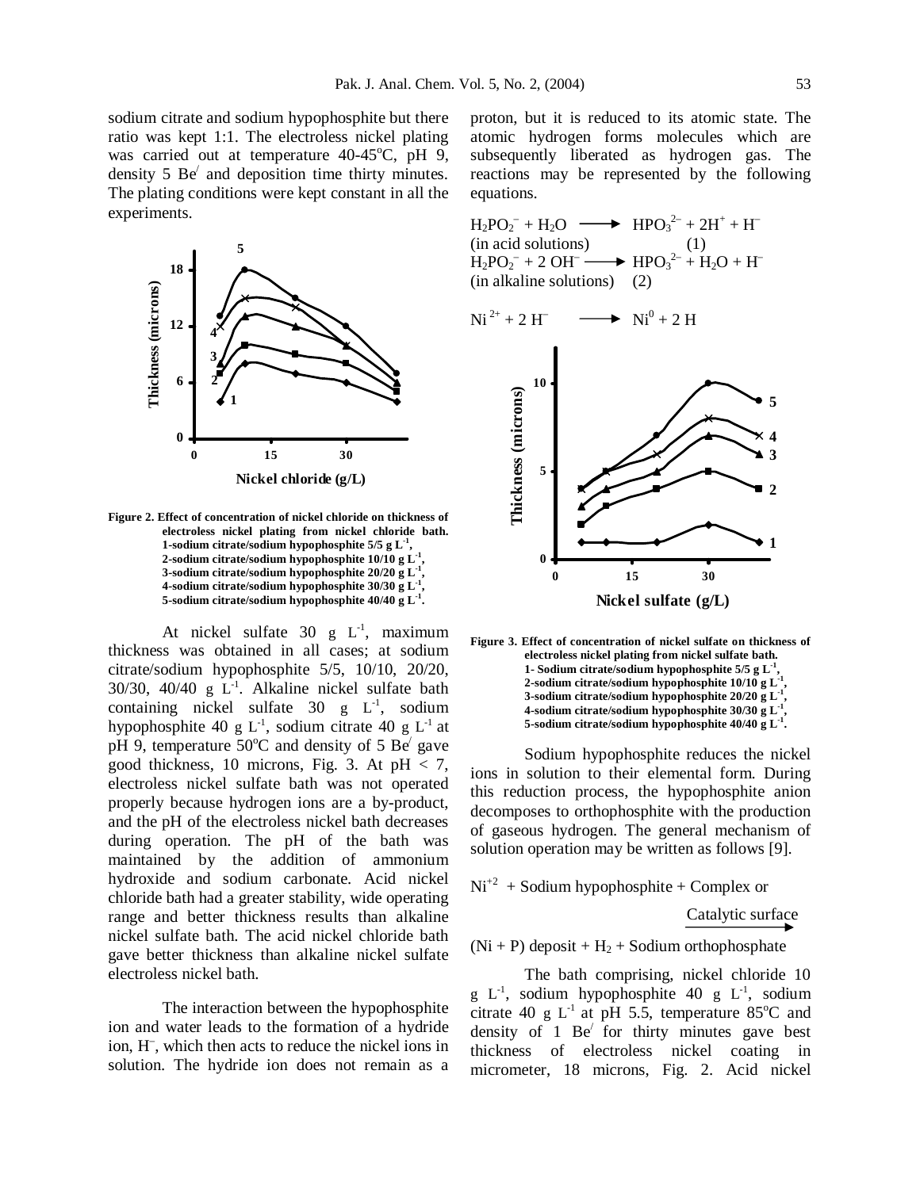sodium citrate and sodium hypophosphite but there ratio was kept 1:1. The electroless nickel plating was carried out at temperature 40-45°C, pH 9, density 5 Be/ and deposition time thirty minutes. The plating conditions were kept constant in all the experiments.

**Figure 2. Effect of concentration of nickel chloride on thickness of electroless nickel plating from nickel chloride bath.** 1-sodium citrate/sodium hypophosphite 5/5 g $L^{-1}$, 2-sodium citrate/sodium hypophosphite 10/10 g $L^{-1}$, 3-sodium citrate/sodium hypophosphite 20/20 g $L^{-1}$, 4-sodium citrate/sodium hypophosphite 30/30 g $L^{-1}$, 5-sodium citrate/sodium hypophosphite 40/40 g $L^{-1}$.

At nickel sulfate 30 g $L^{-1}$, maximum thickness was obtained in all cases; at sodium citrate/sodium hypophosphite 5/5, 10/10, 20/20, 30/30, 40/40 g $L^{-1}$. Alkaline nickel sulfate bath containing nickel sulfate 30 g $L^{-1}$, sodium hypophosphite 40 g $L^{-1}$, sodium citrate 40 g $L^{-1}$ at pH 9, temperature 50°C and density of 5 Be/ gave good thickness, 10 microns, Fig. 3. At pH < 7, electroless nickel sulfate bath was not operated properly because hydrogen ions are a by-product, and the pH of the electroless nickel bath decreases during operation. The pH of the bath was maintained by the addition of ammonium hydroxide and sodium carbonate. Acid nickel chloride bath had a greater stability, wide operating range and better thickness results than alkaline nickel sulfate bath. The acid nickel chloride bath gave better thickness than alkaline nickel sulfate electroless nickel bath.

The interaction between the hypophosphite ion and water leads to the formation of a hydride ion, $H^-$, which then acts to reduce the nickel ions in solution. The hydride ion does not remain as a proton, but it is reduced to its atomic state. The atomic hydrogen forms molecules which are subsequently liberated as hydrogen gas. The reactions may be represented by the following equations.

$$H_2PO_2^- + H_2O \longrightarrow HPO_3^{2-} + 2H^+ + H^- \quad \text{(in acid solutions)} \quad (1)$$

$$H_2PO_2^- + 2\,OH^- \longrightarrow HPO_3^{2-} + H_2O + H^- \quad \text{(in alkaline solutions)} \quad (2)$$

$$Ni^{2+} + 2\,H^- \longrightarrow Ni^0 + 2\,H$$

**Figure 3. Effect of concentration of nickel sulfate on thickness of electroless nickel plating from nickel sulfate bath.** 1- Sodium citrate/sodium hypophosphite 5/5 g $L^{-1}$, 2-sodium citrate/sodium hypophosphite 10/10 g $L^{-1}$, 3-sodium citrate/sodium hypophosphite 20/20 g $L^{-1}$, 4-sodium citrate/sodium hypophosphite 30/30 g $L^{-1}$, 5-sodium citrate/sodium hypophosphite 40/40 g $L^{-1}$.

Sodium hypophosphite reduces the nickel ions in solution to their elemental form. During this reduction process, the hypophosphite anion decomposes to orthophosphite with the production of gaseous hydrogen. The general mechanism of solution operation may be written as follows [9].

$$Ni^{+2} + \text{Sodium hypophosphite} + \text{Complex or} \xrightarrow{\text{Catalytic surface}} (Ni + P)\ \text{deposit} + H_2 + \text{Sodium orthophosphate}$$

The bath comprising, nickel chloride 10 g $L^{-1}$, sodium hypophosphite 40 g $L^{-1}$, sodium citrate 40 g $L^{-1}$ at pH 5.5, temperature 85°C and density of 1 Be/ for thirty minutes gave best thickness of electroless nickel coating in micrometer, 18 microns, Fig. 2. Acid nickel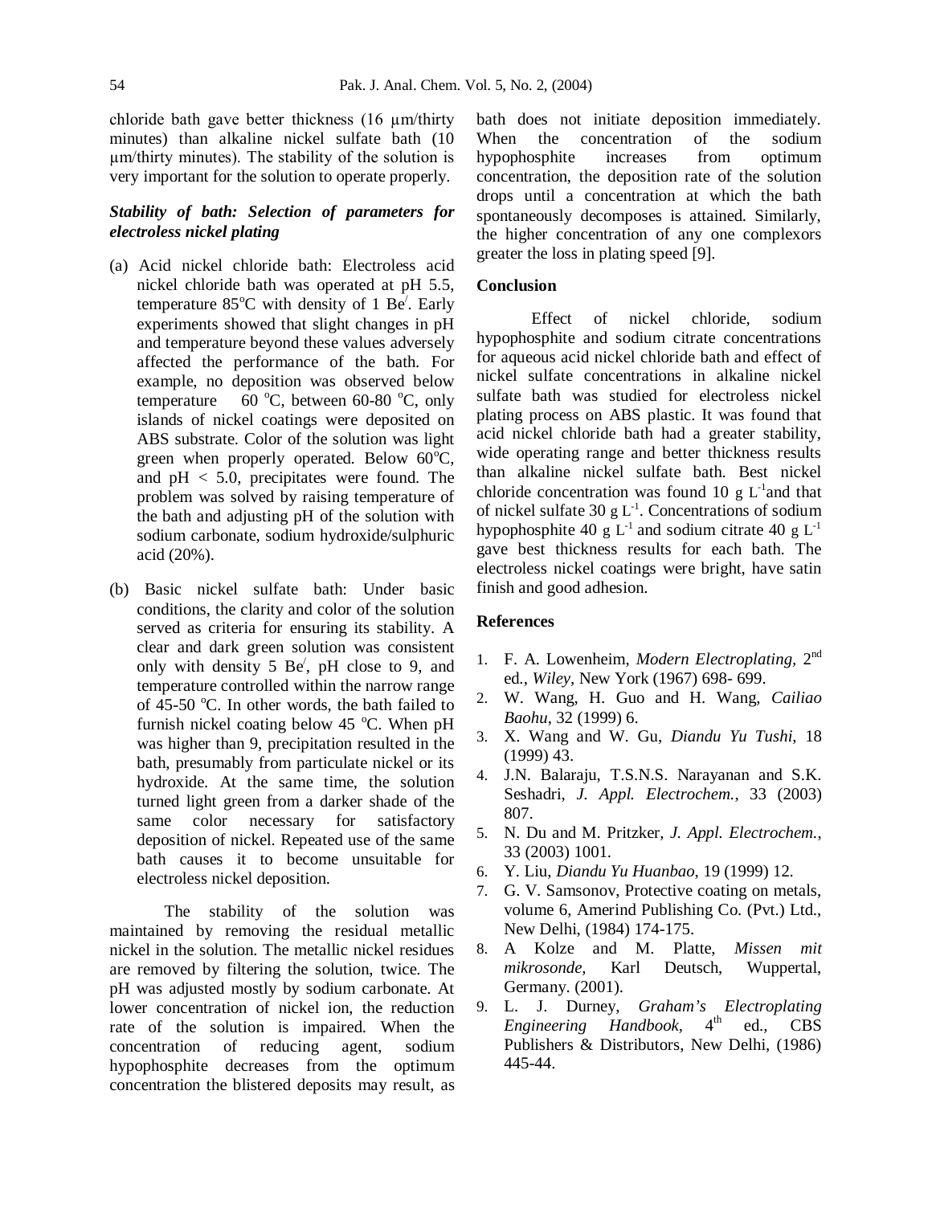chloride bath gave better thickness (16 µm/thirty minutes) than alkaline nickel sulfate bath (10 µm/thirty minutes). The stability of the solution is very important for the solution to operate properly.

### *Stability of bath: Selection of parameters for electroless nickel plating*

(a) Acid nickel chloride bath: Electroless acid nickel chloride bath was operated at pH 5.5, temperature 85 $^{o}$C with density of 1 Be$^{/}$. Early experiments showed that slight changes in pH and temperature beyond these values adversely affected the performance of the bath. For example, no deposition was observed below temperature 60 $^{o}$C, between 60-80 $^{o}$C, only islands of nickel coatings were deposited on ABS substrate. Color of the solution was light green when properly operated. Below 60 $^{o}$C, and pH < 5.0, precipitates were found. The problem was solved by raising temperature of the bath and adjusting pH of the solution with sodium carbonate, sodium hydroxide/sulphuric acid (20%).

(b) Basic nickel sulfate bath: Under basic conditions, the clarity and color of the solution served as criteria for ensuring its stability. A clear and dark green solution was consistent only with density 5 Be$^{/}$, pH close to 9, and temperature controlled within the narrow range of 45-50 $^{o}$C. In other words, the bath failed to furnish nickel coating below 45 $^{o}$C. When pH was higher than 9, precipitation resulted in the bath, presumably from particulate nickel or its hydroxide. At the same time, the solution turned light green from a darker shade of the same color necessary for satisfactory deposition of nickel. Repeated use of the same bath causes it to become unsuitable for electroless nickel deposition.

The stability of the solution was maintained by removing the residual metallic nickel in the solution. The metallic nickel residues are removed by filtering the solution, twice. The pH was adjusted mostly by sodium carbonate. At lower concentration of nickel ion, the reduction rate of the solution is impaired. When the concentration of reducing agent, sodium hypophosphite decreases from the optimum concentration the blistered deposits may result, as bath does not initiate deposition immediately. When the concentration of the sodium hypophosphite increases from optimum concentration, the deposition rate of the solution drops until a concentration at which the bath spontaneously decomposes is attained. Similarly, the higher concentration of any one complexors greater the loss in plating speed [9].

## Conclusion

Effect of nickel chloride, sodium hypophosphite and sodium citrate concentrations for aqueous acid nickel chloride bath and effect of nickel sulfate concentrations in alkaline nickel sulfate bath was studied for electroless nickel plating process on ABS plastic. It was found that acid nickel chloride bath had a greater stability, wide operating range and better thickness results than alkaline nickel sulfate bath. Best nickel chloride concentration was found 10 g $L^{-1}$and that of nickel sulfate 30 g $L^{-1}$. Concentrations of sodium hypophosphite 40 g $L^{-1}$ and sodium citrate 40 g $L^{-1}$ gave best thickness results for each bath. The electroless nickel coatings were bright, have satin finish and good adhesion.

## References

1. F. A. Lowenheim, *Modern Electroplating,* 2nd ed., *Wiley*, New York (1967) 698- 699.
2. W. Wang, H. Guo and H. Wang, *Cailiao Baohu*, 32 (1999) 6.
3. X. Wang and W. Gu, *Diandu Yu Tushi*, 18 (1999) 43.
4. J.N. Balaraju, T.S.N.S. Narayanan and S.K. Seshadri, *J. Appl. Electrochem.*, 33 (2003) 807.
5. N. Du and M. Pritzker, *J. Appl. Electrochem.*, 33 (2003) 1001.
6. Y. Liu, *Diandu Yu Huanbao*, 19 (1999) 12.
7. G. V. Samsonov, Protective coating on metals, volume 6, Amerind Publishing Co. (Pvt.) Ltd., New Delhi, (1984) 174-175.
8. A Kolze and M. Platte, *Missen mit mikrosonde,* Karl Deutsch, Wuppertal, Germany. (2001).
9. L. J. Durney, *Graham's Electroplating Engineering Handbook,* 4th ed., CBS Publishers & Distributors, New Delhi, (1986) 445-44.